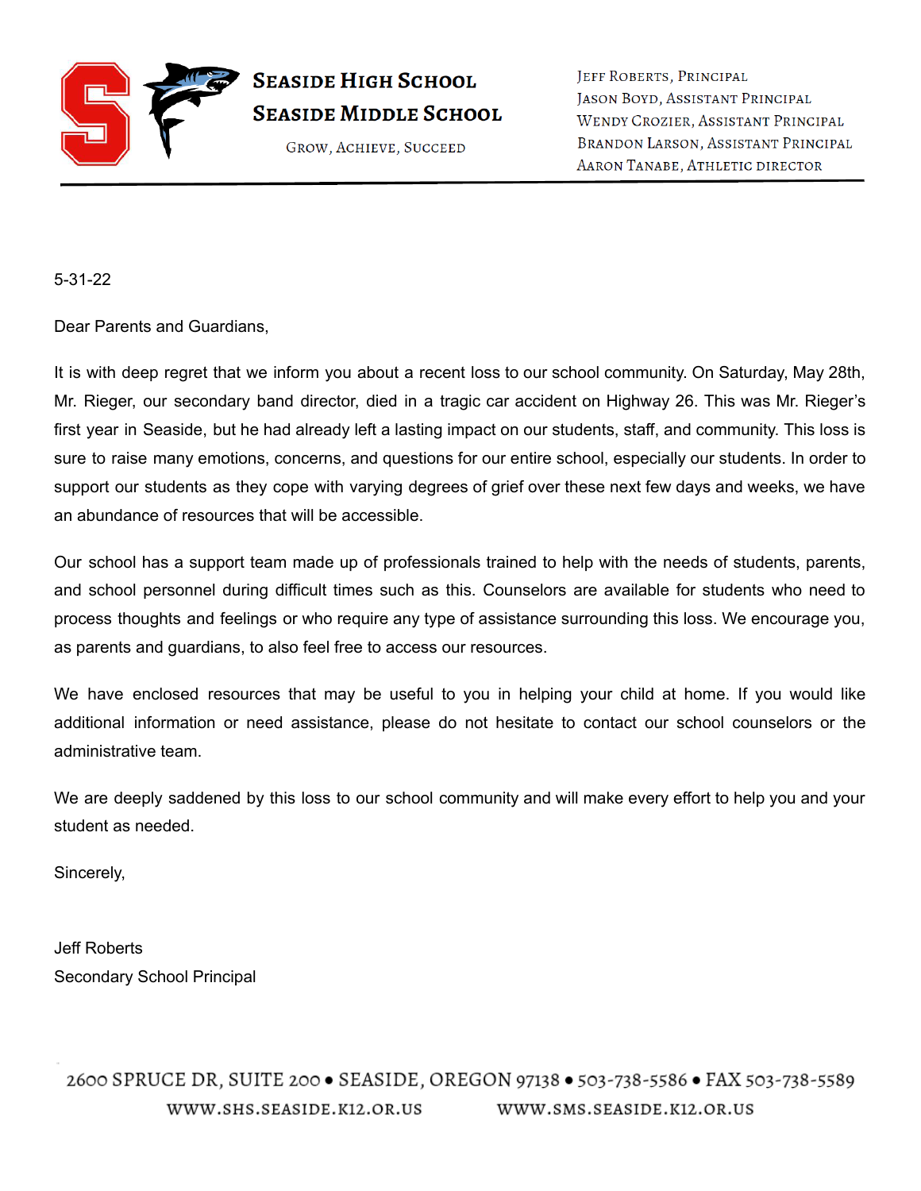**SEASIDE HIGH SCHOOL**
**SEASIDE MIDDLE SCHOOL**
GROW, ACHIEVE, SUCCEED

JEFF ROBERTS, PRINCIPAL
JASON BOYD, ASSISTANT PRINCIPAL
WENDY CROZIER, ASSISTANT PRINCIPAL
BRANDON LARSON, ASSISTANT PRINCIPAL
AARON TANABE, ATHLETIC DIRECTOR

---

5-31-22

Dear Parents and Guardians,

It is with deep regret that we inform you about a recent loss to our school community. On Saturday, May 28th, Mr. Rieger, our secondary band director, died in a tragic car accident on Highway 26. This was Mr. Rieger's first year in Seaside, but he had already left a lasting impact on our students, staff, and community. This loss is sure to raise many emotions, concerns, and questions for our entire school, especially our students. In order to support our students as they cope with varying degrees of grief over these next few days and weeks, we have an abundance of resources that will be accessible.

Our school has a support team made up of professionals trained to help with the needs of students, parents, and school personnel during difficult times such as this. Counselors are available for students who need to process thoughts and feelings or who require any type of assistance surrounding this loss. We encourage you, as parents and guardians, to also feel free to access our resources.

We have enclosed resources that may be useful to you in helping your child at home. If you would like additional information or need assistance, please do not hesitate to contact our school counselors or the administrative team.

We are deeply saddened by this loss to our school community and will make every effort to help you and your student as needed.

Sincerely,

Jeff Roberts
Secondary School Principal

2600 SPRUCE DR, SUITE 200 • SEASIDE, OREGON 97138 • 503-738-5586 • FAX 503-738-5589
WWW.SHS.SEASIDE.K12.OR.US WWW.SMS.SEASIDE.K12.OR.US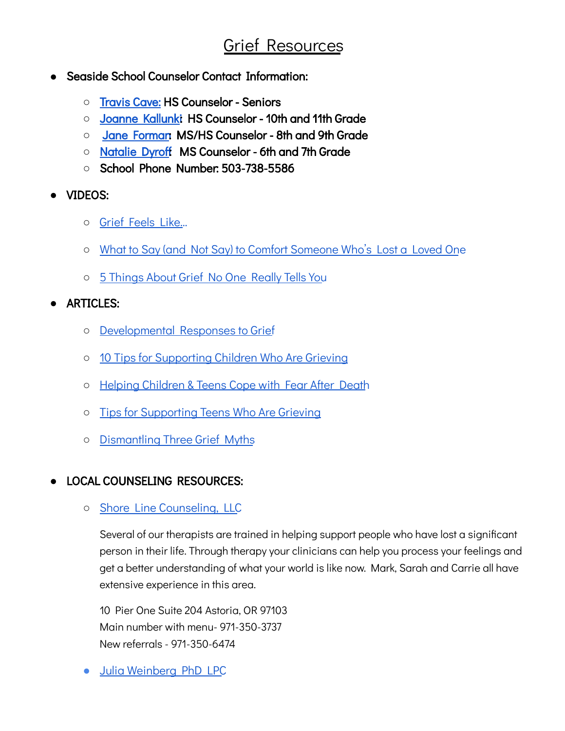# Grief Resources

- **Seaside School Counselor Contact Information:**
  - **Travis Cave:** **HS Counselor - Seniors**
  - **Joanne Kallunki: HS Counselor - 10th and 11th Grade**
  - **Jane Forman: MS/HS Counselor - 8th and 9th Grade**
  - **Natalie Dyroff MS Counselor - 6th and 7th Grade**
  - **School Phone Number: 503-738-5586**

- **VIDEOS:**
  - Grief Feels Like...
  - What to Say (and Not Say) to Comfort Someone Who's Lost a Loved One
  - 5 Things About Grief No One Really Tells You

- **ARTICLES:**
  - Developmental Responses to Grief
  - 10 Tips for Supporting Children Who Are Grieving
  - Helping Children & Teens Cope with Fear After Death
  - Tips for Supporting Teens Who Are Grieving
  - Dismantling Three Grief Myths

- **LOCAL COUNSELING RESOURCES:**
  - Shore Line Counseling, LLC

    Several of our therapists are trained in helping support people who have lost a significant person in their life. Through therapy your clinicians can help you process your feelings and get a better understanding of what your world is like now. Mark, Sarah and Carrie all have extensive experience in this area.

    10 Pier One Suite 204 Astoria, OR 97103
    Main number with menu- 971-350-3737
    New referrals - 971-350-6474

  - Julia Weinberg PhD LPC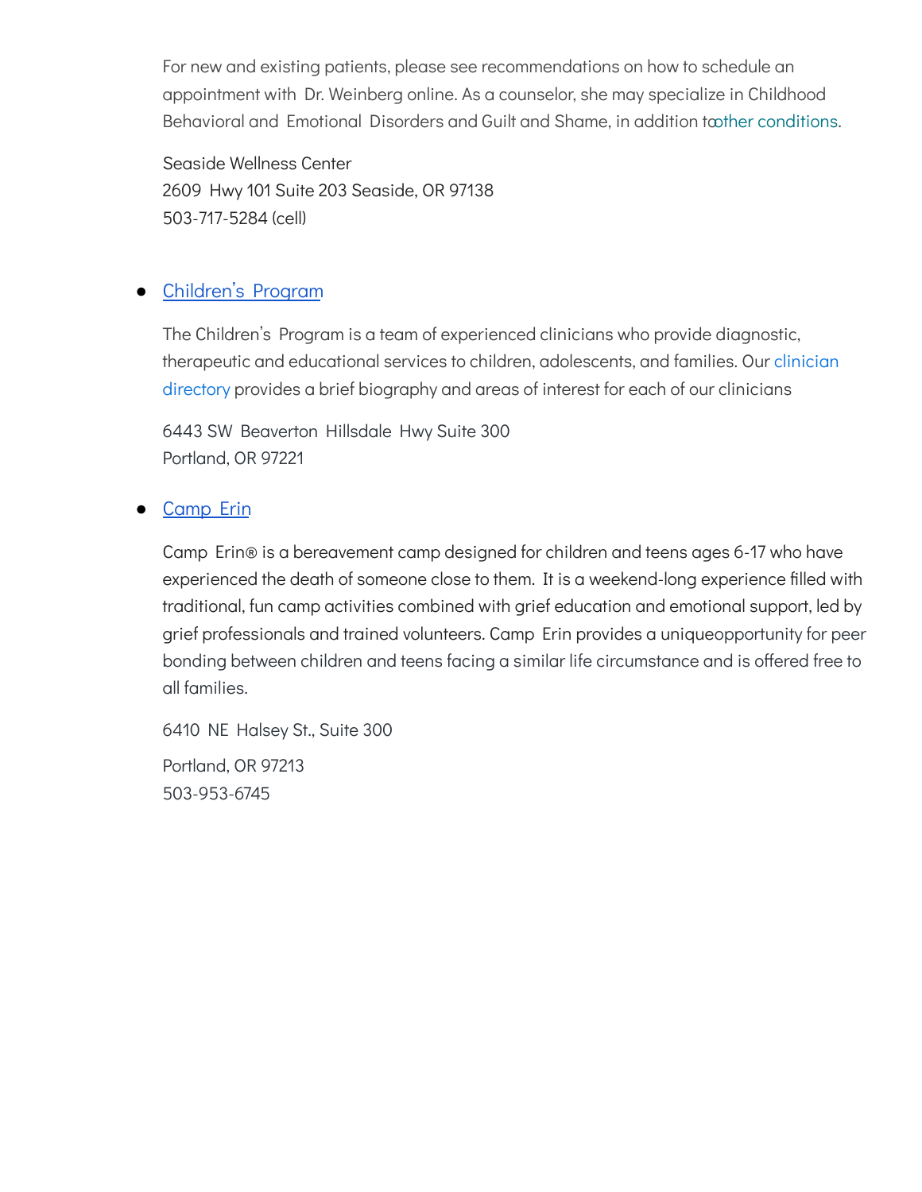For new and existing patients, please see recommendations on how to schedule an appointment with Dr. Weinberg online. As a counselor, she may specialize in Childhood Behavioral and Emotional Disorders and Guilt and Shame, in addition to other conditions.

Seaside Wellness Center  
2609 Hwy 101 Suite 203 Seaside, OR 97138  
503-717-5284 (cell)

- Children's Program

  The Children's Program is a team of experienced clinicians who provide diagnostic, therapeutic and educational services to children, adolescents, and families. Our clinician directory provides a brief biography and areas of interest for each of our clinicians

  6443 SW Beaverton Hillsdale Hwy Suite 300  
  Portland, OR 97221

- Camp Erin

  Camp Erin® is a bereavement camp designed for children and teens ages 6-17 who have experienced the death of someone close to them. It is a weekend-long experience filled with traditional, fun camp activities combined with grief education and emotional support, led by grief professionals and trained volunteers. Camp Erin provides a uniqueopportunity for peer bonding between children and teens facing a similar life circumstance and is offered free to all families.

  6410 NE Halsey St., Suite 300

  Portland, OR 97213  
  503-953-6745